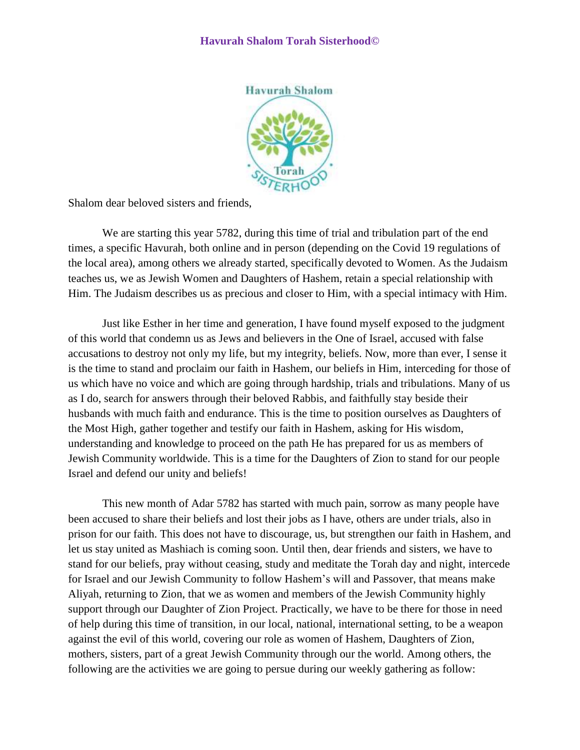# Havurah Shalom Torah Sisterhood©

Shalom dear beloved sisters and friends,

We are starting this year 5782, during this time of trial and tribulation part of the end times, a specific Havurah, both online and in person (depending on the Covid 19 regulations of the local area), among others we already started, specifically devoted to Women. As the Judaism teaches us, we as Jewish Women and Daughters of Hashem, retain a special relationship with Him. The Judaism describes us as precious and closer to Him, with a special intimacy with Him.

Just like Esther in her time and generation, I have found myself exposed to the judgment of this world that condemn us as Jews and believers in the One of Israel, accused with false accusations to destroy not only my life, but my integrity, beliefs. Now, more than ever, I sense it is the time to stand and proclaim our faith in Hashem, our beliefs in Him, interceding for those of us which have no voice and which are going through hardship, trials and tribulations. Many of us as I do, search for answers through their beloved Rabbis, and faithfully stay beside their husbands with much faith and endurance. This is the time to position ourselves as Daughters of the Most High, gather together and testify our faith in Hashem, asking for His wisdom, understanding and knowledge to proceed on the path He has prepared for us as members of Jewish Community worldwide. This is a time for the Daughters of Zion to stand for our people Israel and defend our unity and beliefs!

This new month of Adar 5782 has started with much pain, sorrow as many people have been accused to share their beliefs and lost their jobs as I have, others are under trials, also in prison for our faith. This does not have to discourage, us, but strengthen our faith in Hashem, and let us stay united as Mashiach is coming soon. Until then, dear friends and sisters, we have to stand for our beliefs, pray without ceasing, study and meditate the Torah day and night, intercede for Israel and our Jewish Community to follow Hashem's will and Passover, that means make Aliyah, returning to Zion, that we as women and members of the Jewish Community highly support through our Daughter of Zion Project. Practically, we have to be there for those in need of help during this time of transition, in our local, national, international setting, to be a weapon against the evil of this world, covering our role as women of Hashem, Daughters of Zion, mothers, sisters, part of a great Jewish Community through our the world. Among others, the following are the activities we are going to persue during our weekly gathering as follow: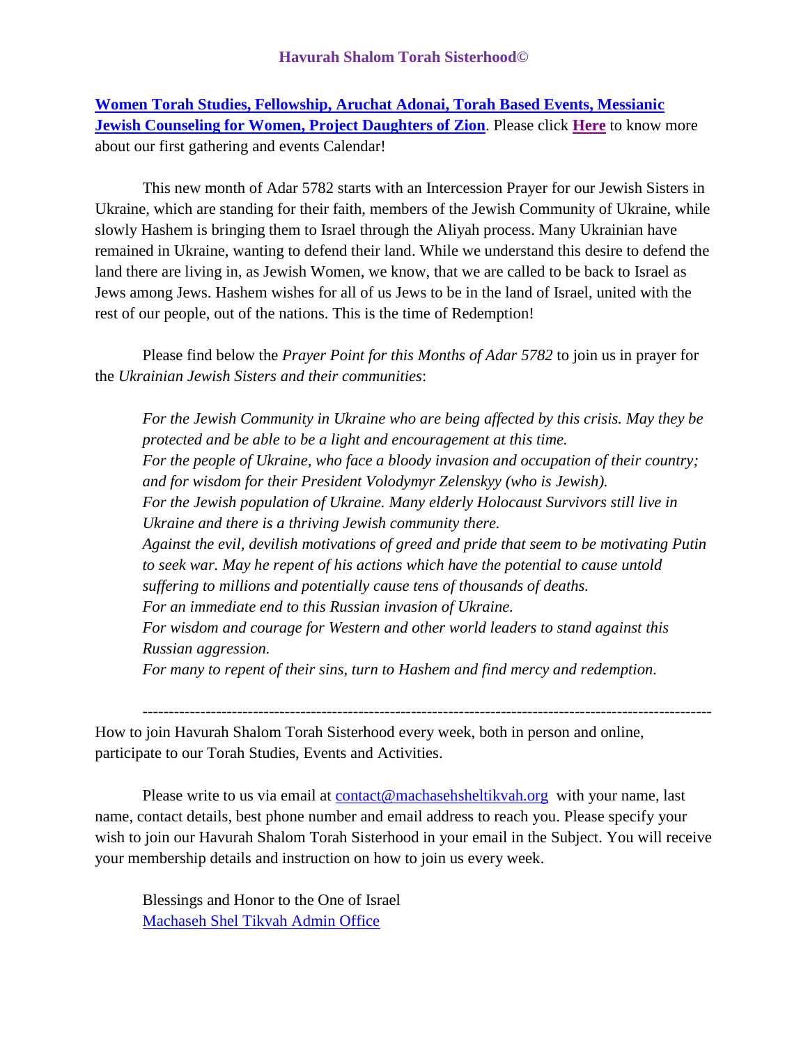**Havurah Shalom Torah Sisterhood©**

**Women Torah Studies, Fellowship, Aruchat Adonai, Torah Based Events, Messianic Jewish Counseling for Women, Project Daughters of Zion**. Please click **Here** to know more about our first gathering and events Calendar!

This new month of Adar 5782 starts with an Intercession Prayer for our Jewish Sisters in Ukraine, which are standing for their faith, members of the Jewish Community of Ukraine, while slowly Hashem is bringing them to Israel through the Aliyah process. Many Ukrainian have remained in Ukraine, wanting to defend their land. While we understand this desire to defend the land there are living in, as Jewish Women, we know, that we are called to be back to Israel as Jews among Jews. Hashem wishes for all of us Jews to be in the land of Israel, united with the rest of our people, out of the nations. This is the time of Redemption!

Please find below the *Prayer Point for this Months of Adar 5782* to join us in prayer for the *Ukrainian Jewish Sisters and their communities*:

*For the Jewish Community in Ukraine who are being affected by this crisis. May they be protected and be able to be a light and encouragement at this time.*
*For the people of Ukraine, who face a bloody invasion and occupation of their country; and for wisdom for their President Volodymyr Zelenskyy (who is Jewish).*
*For the Jewish population of Ukraine. Many elderly Holocaust Survivors still live in Ukraine and there is a thriving Jewish community there.*
*Against the evil, devilish motivations of greed and pride that seem to be motivating Putin to seek war. May he repent of his actions which have the potential to cause untold suffering to millions and potentially cause tens of thousands of deaths.*
*For an immediate end to this Russian invasion of Ukraine.*
*For wisdom and courage for Western and other world leaders to stand against this Russian aggression.*
*For many to repent of their sins, turn to Hashem and find mercy and redemption.*

---

How to join Havurah Shalom Torah Sisterhood every week, both in person and online, participate to our Torah Studies, Events and Activities.

Please write to us via email at contact@machasehsheltikvah.org with your name, last name, contact details, best phone number and email address to reach you. Please specify your wish to join our Havurah Shalom Torah Sisterhood in your email in the Subject. You will receive your membership details and instruction on how to join us every week.

Blessings and Honor to the One of Israel
Machaseh Shel Tikvah Admin Office